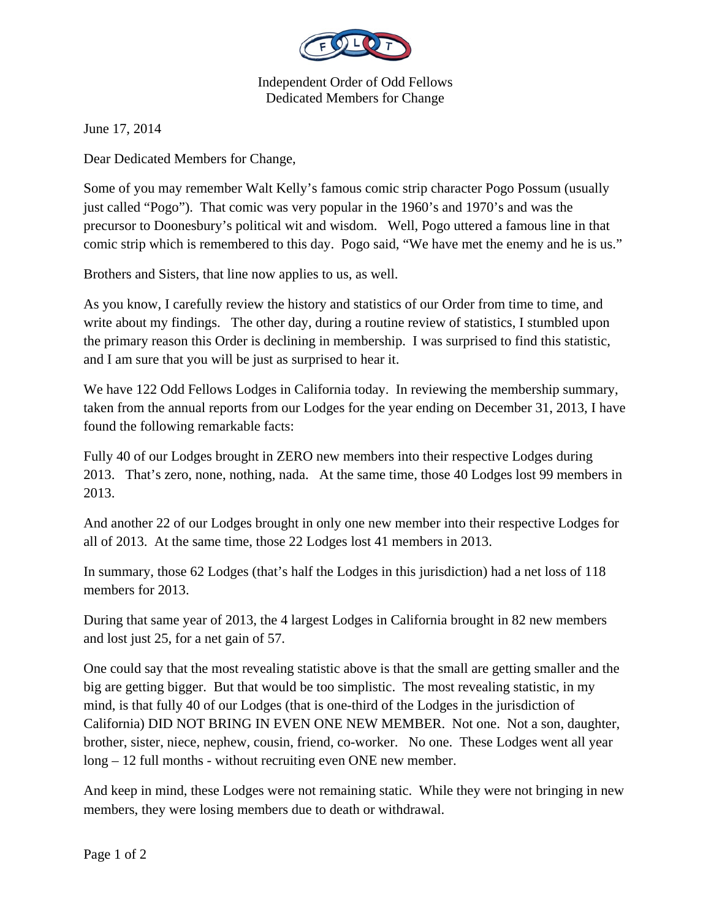Independent Order of Odd Fellows
Dedicated Members for Change

June 17, 2014

Dear Dedicated Members for Change,

Some of you may remember Walt Kelly's famous comic strip character Pogo Possum (usually just called "Pogo"). That comic was very popular in the 1960's and 1970's and was the precursor to Doonesbury's political wit and wisdom. Well, Pogo uttered a famous line in that comic strip which is remembered to this day. Pogo said, "We have met the enemy and he is us."

Brothers and Sisters, that line now applies to us, as well.

As you know, I carefully review the history and statistics of our Order from time to time, and write about my findings. The other day, during a routine review of statistics, I stumbled upon the primary reason this Order is declining in membership. I was surprised to find this statistic, and I am sure that you will be just as surprised to hear it.

We have 122 Odd Fellows Lodges in California today. In reviewing the membership summary, taken from the annual reports from our Lodges for the year ending on December 31, 2013, I have found the following remarkable facts:

Fully 40 of our Lodges brought in ZERO new members into their respective Lodges during 2013. That's zero, none, nothing, nada. At the same time, those 40 Lodges lost 99 members in 2013.

And another 22 of our Lodges brought in only one new member into their respective Lodges for all of 2013. At the same time, those 22 Lodges lost 41 members in 2013.

In summary, those 62 Lodges (that's half the Lodges in this jurisdiction) had a net loss of 118 members for 2013.

During that same year of 2013, the 4 largest Lodges in California brought in 82 new members and lost just 25, for a net gain of 57.

One could say that the most revealing statistic above is that the small are getting smaller and the big are getting bigger. But that would be too simplistic. The most revealing statistic, in my mind, is that fully 40 of our Lodges (that is one-third of the Lodges in the jurisdiction of California) DID NOT BRING IN EVEN ONE NEW MEMBER. Not one. Not a son, daughter, brother, sister, niece, nephew, cousin, friend, co-worker. No one. These Lodges went all year long – 12 full months - without recruiting even ONE new member.

And keep in mind, these Lodges were not remaining static. While they were not bringing in new members, they were losing members due to death or withdrawal.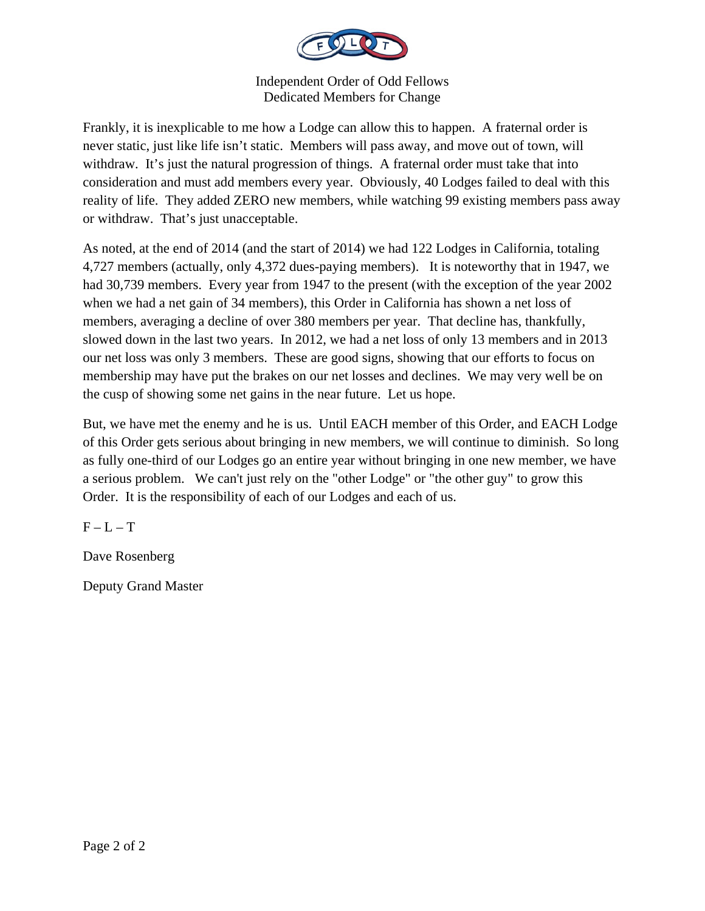Independent Order of Odd Fellows
Dedicated Members for Change

Frankly, it is inexplicable to me how a Lodge can allow this to happen. A fraternal order is never static, just like life isn't static. Members will pass away, and move out of town, will withdraw. It's just the natural progression of things. A fraternal order must take that into consideration and must add members every year. Obviously, 40 Lodges failed to deal with this reality of life. They added ZERO new members, while watching 99 existing members pass away or withdraw. That's just unacceptable.

As noted, at the end of 2014 (and the start of 2014) we had 122 Lodges in California, totaling 4,727 members (actually, only 4,372 dues-paying members). It is noteworthy that in 1947, we had 30,739 members. Every year from 1947 to the present (with the exception of the year 2002 when we had a net gain of 34 members), this Order in California has shown a net loss of members, averaging a decline of over 380 members per year. That decline has, thankfully, slowed down in the last two years. In 2012, we had a net loss of only 13 members and in 2013 our net loss was only 3 members. These are good signs, showing that our efforts to focus on membership may have put the brakes on our net losses and declines. We may very well be on the cusp of showing some net gains in the near future. Let us hope.

But, we have met the enemy and he is us. Until EACH member of this Order, and EACH Lodge of this Order gets serious about bringing in new members, we will continue to diminish. So long as fully one-third of our Lodges go an entire year without bringing in one new member, we have a serious problem. We can't just rely on the "other Lodge" or "the other guy" to grow this Order. It is the responsibility of each of our Lodges and each of us.

F – L – T

Dave Rosenberg

Deputy Grand Master